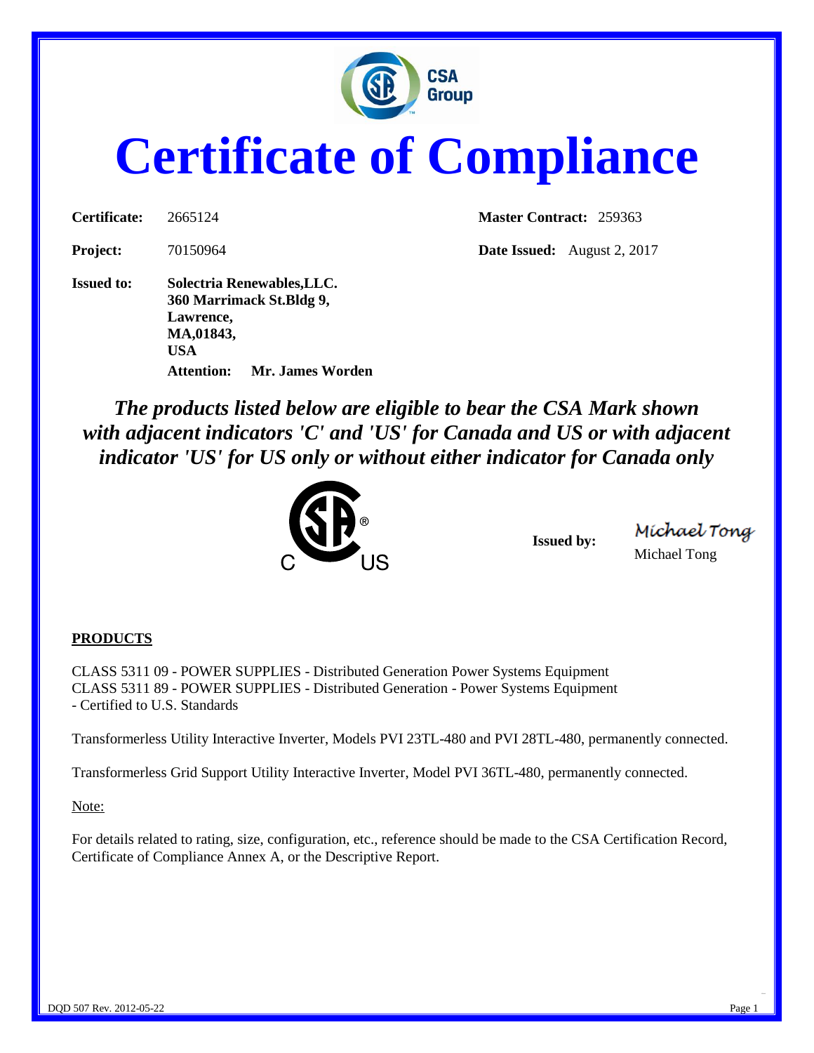# Certificate of Compliance

| | | | |
|---|---|---|---|
| **Certificate:** | 2665124 | **Master Contract:** | 259363 |
| **Project:** | 70150964 | **Date Issued:** | August 2, 2017 |

**Issued to:** **Solectria Renewables,LLC.**
**360 Marrimack St.Bldg 9,**
**Lawrence,**
**MA,01843,**
**USA**
**Attention: Mr. James Worden**

***The products listed below are eligible to bear the CSA Mark shown with adjacent indicators 'C' and 'US' for Canada and US or with adjacent indicator 'US' for US only or without either indicator for Canada only***

**Issued by:** Michael Tong

Michael Tong

**PRODUCTS**

CLASS 5311 09 - POWER SUPPLIES - Distributed Generation Power Systems Equipment
CLASS 5311 89 - POWER SUPPLIES - Distributed Generation - Power Systems Equipment
- Certified to U.S. Standards

Transformerless Utility Interactive Inverter, Models PVI 23TL-480 and PVI 28TL-480, permanently connected.

Transformerless Grid Support Utility Interactive Inverter, Model PVI 36TL-480, permanently connected.

Note:

For details related to rating, size, configuration, etc., reference should be made to the CSA Certification Record, Certificate of Compliance Annex A, or the Descriptive Report.

DQD 507 Rev. 2012-05-22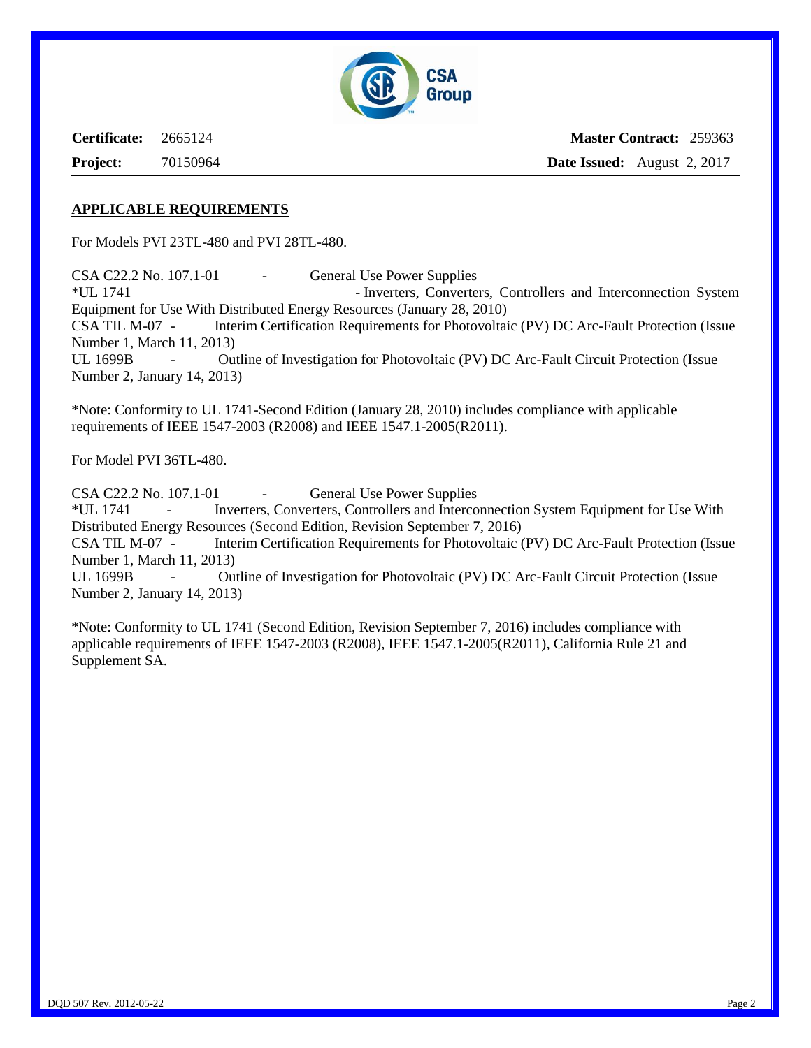**Certificate:** 2665124 **Master Contract:** 259363

**Project:** 70150964 **Date Issued:** August 2, 2017

## APPLICABLE REQUIREMENTS

For Models PVI 23TL-480 and PVI 28TL-480.

CSA C22.2 No. 107.1-01 - General Use Power Supplies
*UL 1741 - Inverters, Converters, Controllers and Interconnection System Equipment for Use With Distributed Energy Resources (January 28, 2010)
CSA TIL M-07 - Interim Certification Requirements for Photovoltaic (PV) DC Arc-Fault Protection (Issue Number 1, March 11, 2013)
UL 1699B - Outline of Investigation for Photovoltaic (PV) DC Arc-Fault Circuit Protection (Issue Number 2, January 14, 2013)

*Note: Conformity to UL 1741-Second Edition (January 28, 2010) includes compliance with applicable requirements of IEEE 1547-2003 (R2008) and IEEE 1547.1-2005(R2011).

For Model PVI 36TL-480.

CSA C22.2 No. 107.1-01 - General Use Power Supplies
*UL 1741 - Inverters, Converters, Controllers and Interconnection System Equipment for Use With Distributed Energy Resources (Second Edition, Revision September 7, 2016)
CSA TIL M-07 - Interim Certification Requirements for Photovoltaic (PV) DC Arc-Fault Protection (Issue Number 1, March 11, 2013)
UL 1699B - Outline of Investigation for Photovoltaic (PV) DC Arc-Fault Circuit Protection (Issue Number 2, January 14, 2013)

*Note: Conformity to UL 1741 (Second Edition, Revision September 7, 2016) includes compliance with applicable requirements of IEEE 1547-2003 (R2008), IEEE 1547.1-2005(R2011), California Rule 21 and Supplement SA.

DQD 507 Rev. 2012-05-22